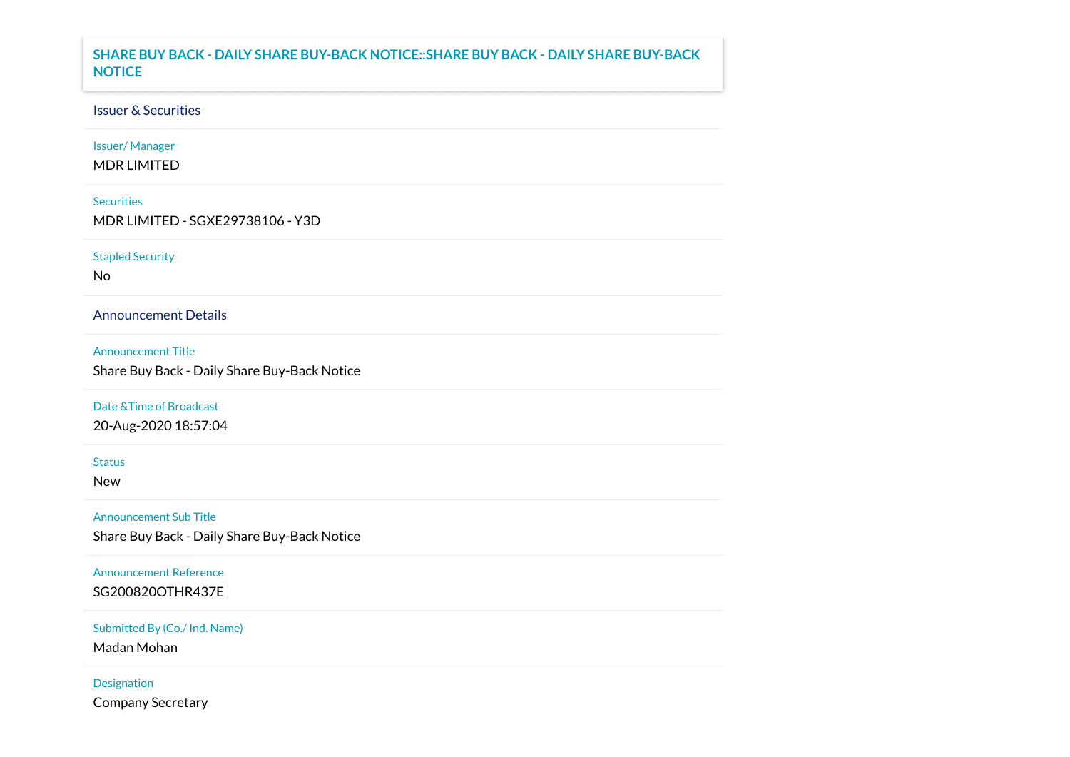# SHARE BUY BACK - DAILY SHARE BUY-BACK NOTICE::SHARE BUY BACK - DAILY SHARE BUY-BACK NOTICE

## Issuer & Securities

**Issuer/ Manager**
MDR LIMITED

**Securities**
MDR LIMITED - SGXE29738106 - Y3D

**Stapled Security**
No

## Announcement Details

**Announcement Title**
Share Buy Back - Daily Share Buy-Back Notice

**Date &Time of Broadcast**
20-Aug-2020 18:57:04

**Status**
New

**Announcement Sub Title**
Share Buy Back - Daily Share Buy-Back Notice

**Announcement Reference**
SG200820OTHR437E

**Submitted By (Co./ Ind. Name)**
Madan Mohan

**Designation**
Company Secretary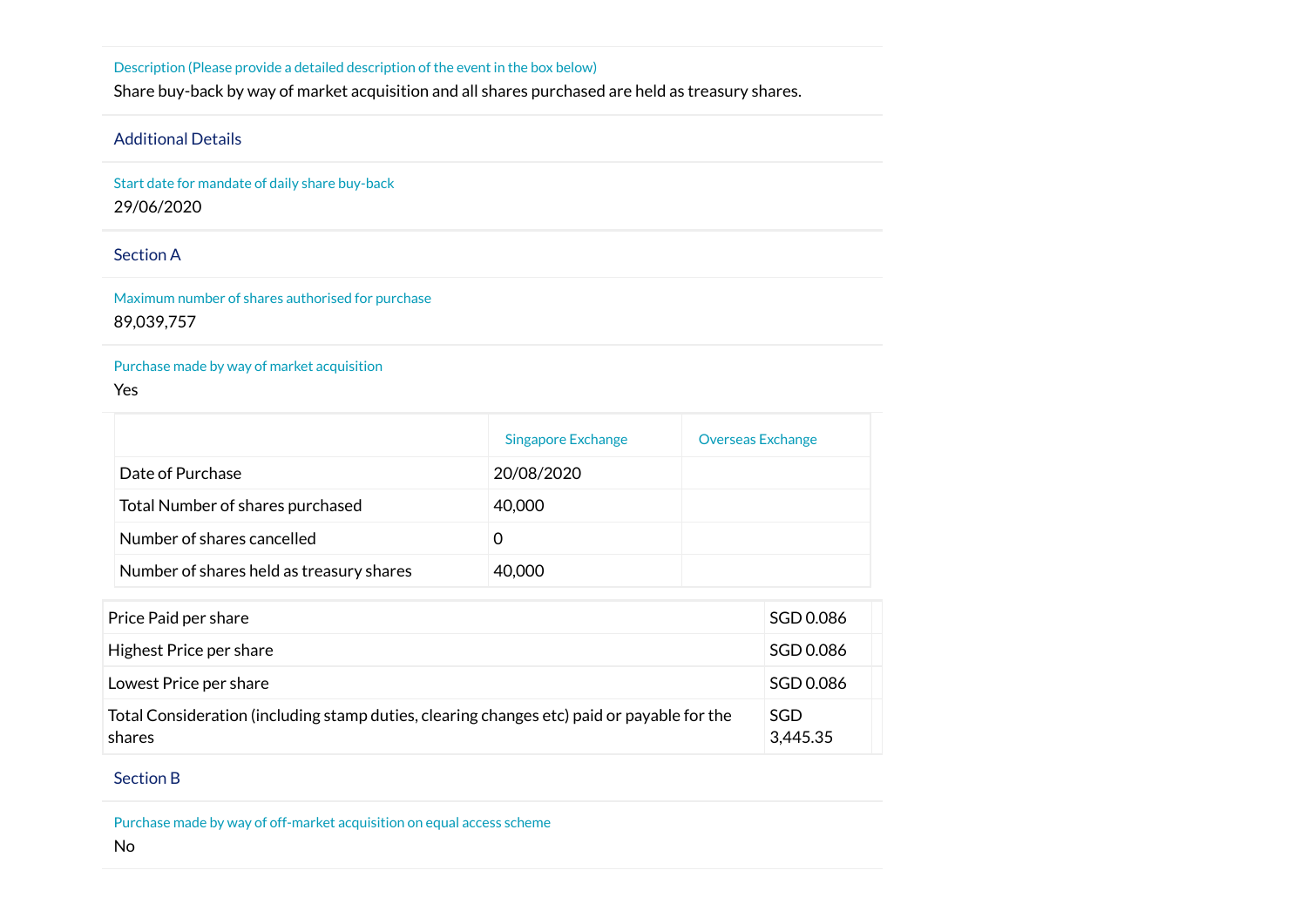Description (Please provide a detailed description of the event in the box below)

Share buy-back by way of market acquisition and all shares purchased are held as treasury shares.

## Additional Details

Start date for mandate of daily share buy-back

29/06/2020

## Section A

Maximum number of shares authorised for purchase

89,039,757

Purchase made by way of market acquisition

Yes

| | Singapore Exchange | Overseas Exchange |
|---|---|---|
| Date of Purchase | 20/08/2020 | |
| Total Number of shares purchased | 40,000 | |
| Number of shares cancelled | 0 | |
| Number of shares held as treasury shares | 40,000 | |

| | | |
|---|---|---|
| Price Paid per share | SGD 0.086 | |
| Highest Price per share | SGD 0.086 | |
| Lowest Price per share | SGD 0.086 | |
| Total Consideration (including stamp duties, clearing changes etc) paid or payable for the shares | SGD 3,445.35 | |

## Section B

Purchase made by way of off-market acquisition on equal access scheme

No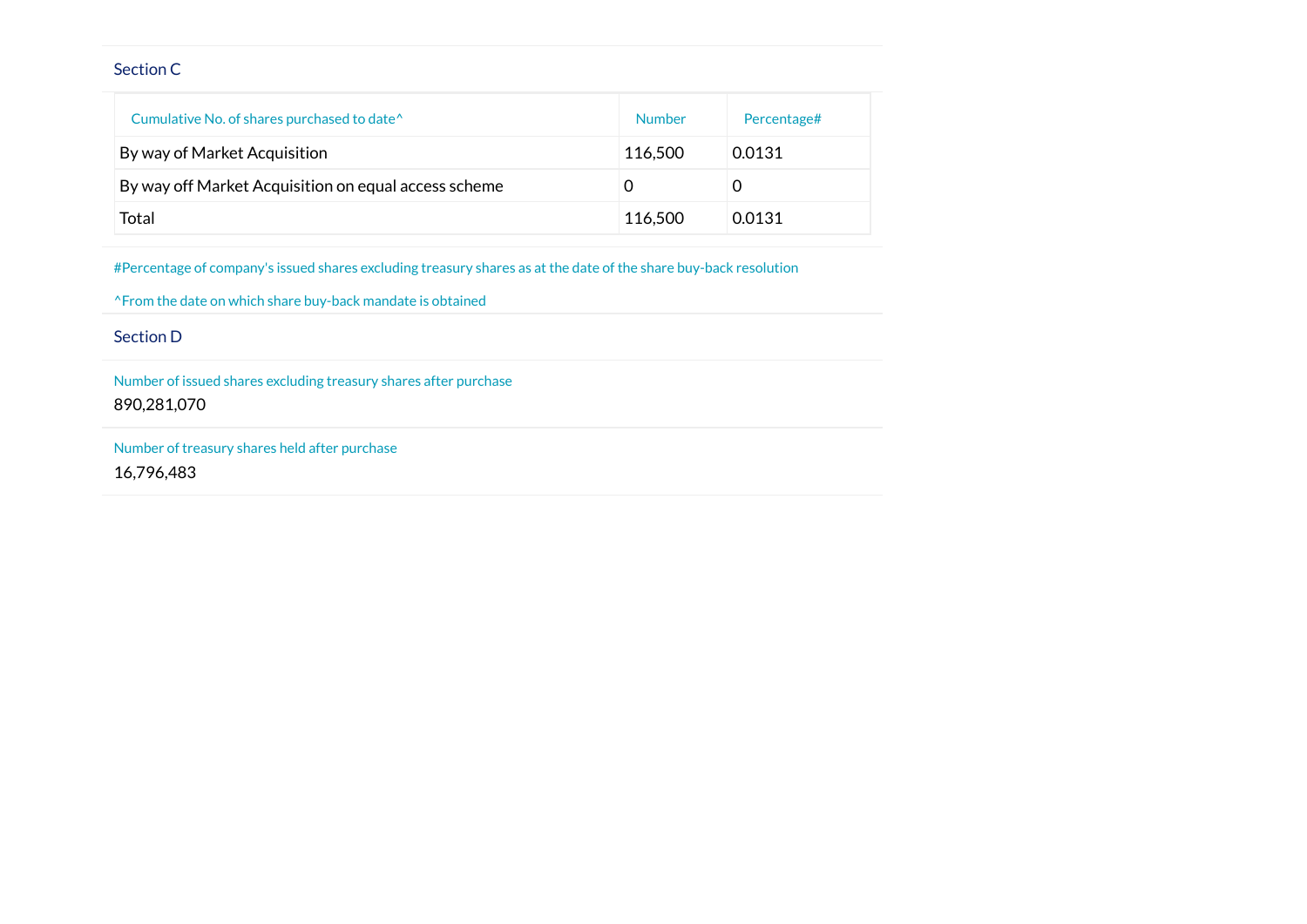## Section C

| Cumulative No. of shares purchased to date^ | Number | Percentage# |
|---|---|---|
| By way of Market Acquisition | 116,500 | 0.0131 |
| By way off Market Acquisition on equal access scheme | 0 | 0 |
| Total | 116,500 | 0.0131 |

#Percentage of company's issued shares excluding treasury shares as at the date of the share buy-back resolution

^From the date on which share buy-back mandate is obtained

## Section D

Number of issued shares excluding treasury shares after purchase

890,281,070

Number of treasury shares held after purchase

16,796,483